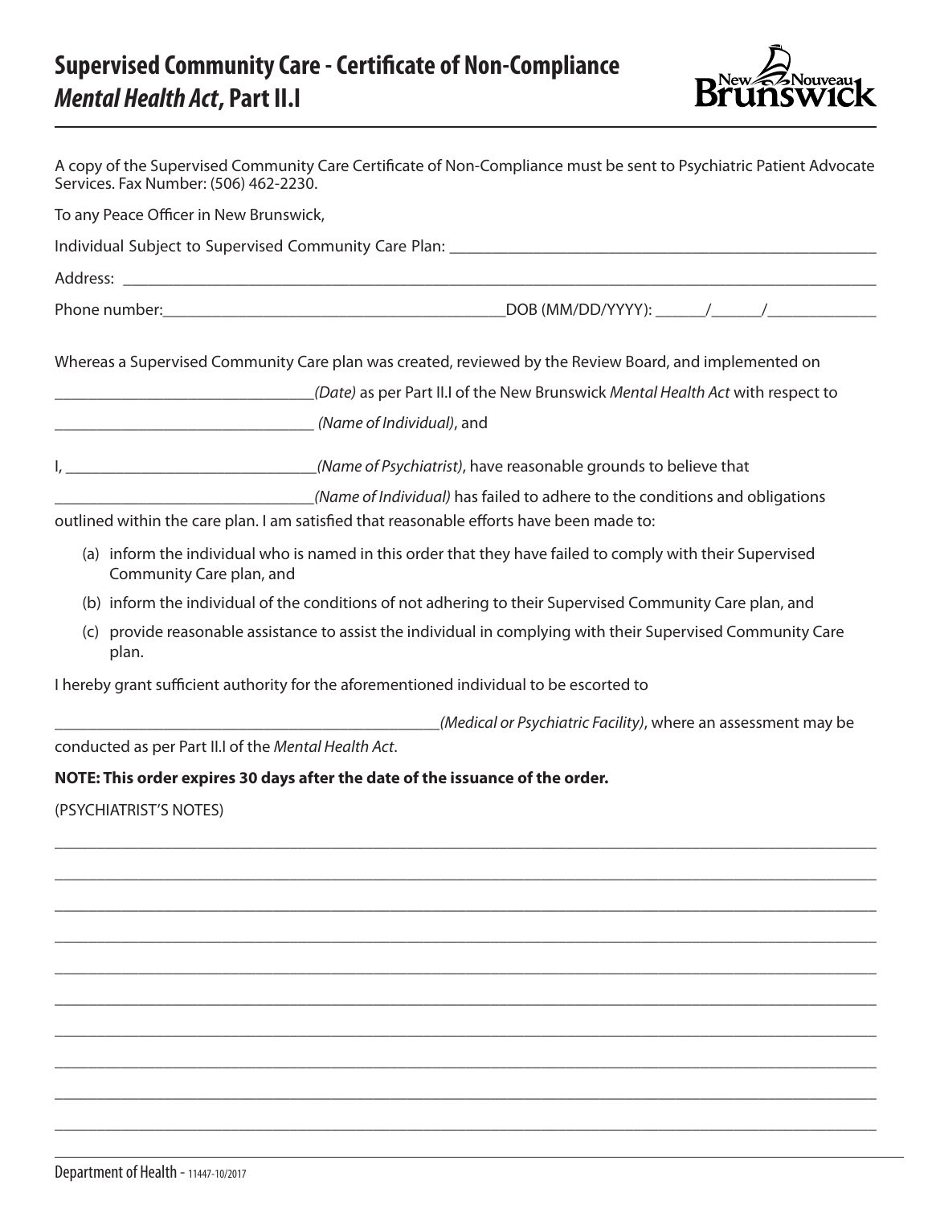# Supervised Community Care - Certificate of Non-Compliance
## *Mental Health Act*, Part II.I

A copy of the Supervised Community Care Certificate of Non-Compliance must be sent to Psychiatric Patient Advocate Services. Fax Number: (506) 462-2230.

To any Peace Officer in New Brunswick,

Individual Subject to Supervised Community Care Plan: ____________________________________________________

Address: ____________________________________________________________________________________________

Phone number:________________________________________DOB (MM/DD/YYYY): ______/______/_____________

Whereas a Supervised Community Care plan was created, reviewed by the Review Board, and implemented on

_______________________________*(Date)* as per Part II.I of the New Brunswick *Mental Health Act* with respect to

_______________________________ *(Name of Individual)*, and

I, _______________________________*(Name of Psychiatrist)*, have reasonable grounds to believe that

_______________________________*(Name of Individual)* has failed to adhere to the conditions and obligations outlined within the care plan. I am satisfied that reasonable efforts have been made to:

(a) inform the individual who is named in this order that they have failed to comply with their Supervised Community Care plan, and

(b) inform the individual of the conditions of not adhering to their Supervised Community Care plan, and

(c) provide reasonable assistance to assist the individual in complying with their Supervised Community Care plan.

I hereby grant sufficient authority for the aforementioned individual to be escorted to

_______________________________________________*(Medical or Psychiatric Facility)*, where an assessment may be conducted as per Part II.I of the *Mental Health Act*.

**NOTE: This order expires 30 days after the date of the issuance of the order.**

(PSYCHIATRIST'S NOTES)

____________________________________________________________________________________________________

____________________________________________________________________________________________________

____________________________________________________________________________________________________

____________________________________________________________________________________________________

____________________________________________________________________________________________________

____________________________________________________________________________________________________

____________________________________________________________________________________________________

____________________________________________________________________________________________________

____________________________________________________________________________________________________

____________________________________________________________________________________________________

Department of Health - 11447-10/2017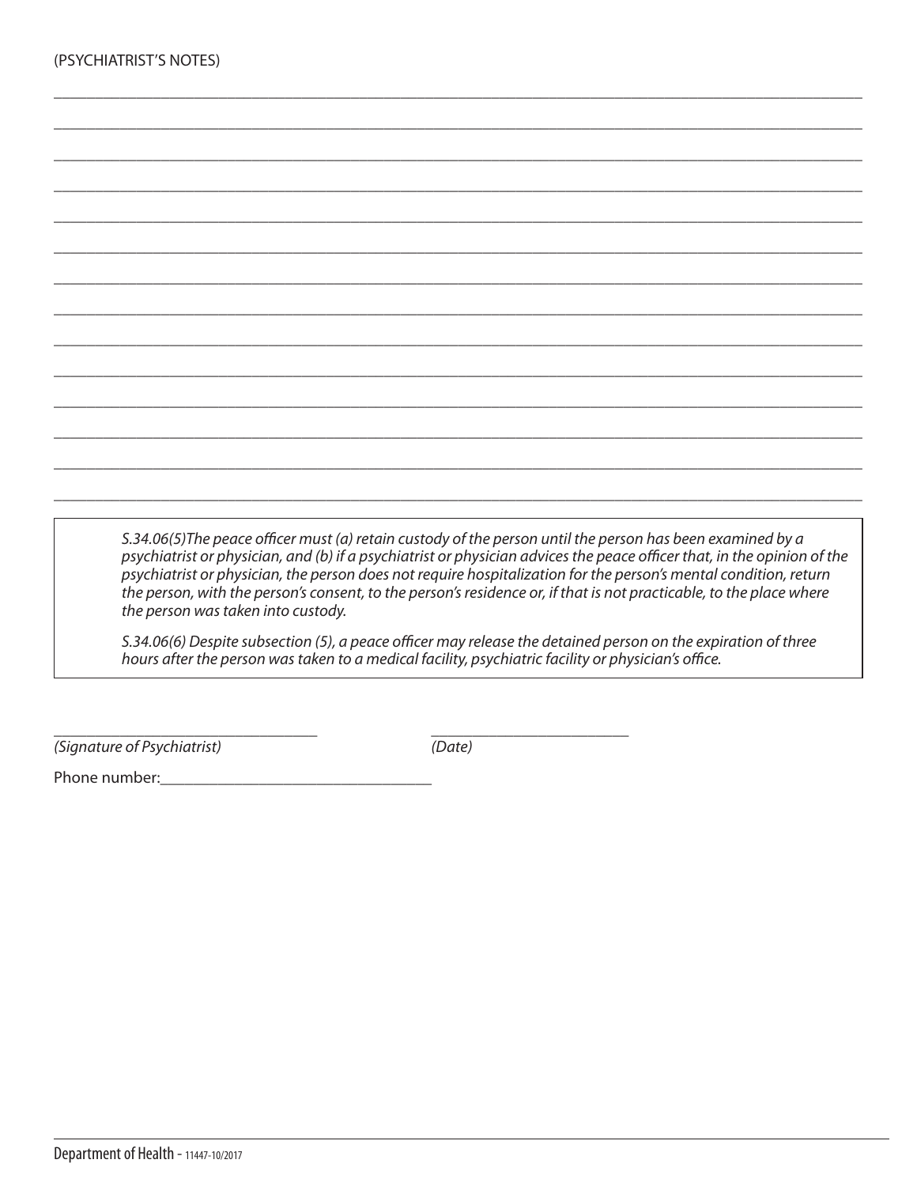(PSYCHIATRIST'S NOTES)

\_\_\_\_\_\_\_\_\_\_\_\_\_\_\_\_\_\_\_\_\_\_\_\_\_\_\_\_\_\_\_\_\_\_\_\_\_\_\_\_\_\_\_\_\_\_\_\_\_\_\_\_\_\_\_\_\_\_\_\_\_\_\_\_\_\_\_\_\_\_\_\_\_\_\_\_\_\_

\_\_\_\_\_\_\_\_\_\_\_\_\_\_\_\_\_\_\_\_\_\_\_\_\_\_\_\_\_\_\_\_\_\_\_\_\_\_\_\_\_\_\_\_\_\_\_\_\_\_\_\_\_\_\_\_\_\_\_\_\_\_\_\_\_\_\_\_\_\_\_\_\_\_\_\_\_\_

\_\_\_\_\_\_\_\_\_\_\_\_\_\_\_\_\_\_\_\_\_\_\_\_\_\_\_\_\_\_\_\_\_\_\_\_\_\_\_\_\_\_\_\_\_\_\_\_\_\_\_\_\_\_\_\_\_\_\_\_\_\_\_\_\_\_\_\_\_\_\_\_\_\_\_\_\_\_

\_\_\_\_\_\_\_\_\_\_\_\_\_\_\_\_\_\_\_\_\_\_\_\_\_\_\_\_\_\_\_\_\_\_\_\_\_\_\_\_\_\_\_\_\_\_\_\_\_\_\_\_\_\_\_\_\_\_\_\_\_\_\_\_\_\_\_\_\_\_\_\_\_\_\_\_\_\_

\_\_\_\_\_\_\_\_\_\_\_\_\_\_\_\_\_\_\_\_\_\_\_\_\_\_\_\_\_\_\_\_\_\_\_\_\_\_\_\_\_\_\_\_\_\_\_\_\_\_\_\_\_\_\_\_\_\_\_\_\_\_\_\_\_\_\_\_\_\_\_\_\_\_\_\_\_\_

\_\_\_\_\_\_\_\_\_\_\_\_\_\_\_\_\_\_\_\_\_\_\_\_\_\_\_\_\_\_\_\_\_\_\_\_\_\_\_\_\_\_\_\_\_\_\_\_\_\_\_\_\_\_\_\_\_\_\_\_\_\_\_\_\_\_\_\_\_\_\_\_\_\_\_\_\_\_

\_\_\_\_\_\_\_\_\_\_\_\_\_\_\_\_\_\_\_\_\_\_\_\_\_\_\_\_\_\_\_\_\_\_\_\_\_\_\_\_\_\_\_\_\_\_\_\_\_\_\_\_\_\_\_\_\_\_\_\_\_\_\_\_\_\_\_\_\_\_\_\_\_\_\_\_\_\_

\_\_\_\_\_\_\_\_\_\_\_\_\_\_\_\_\_\_\_\_\_\_\_\_\_\_\_\_\_\_\_\_\_\_\_\_\_\_\_\_\_\_\_\_\_\_\_\_\_\_\_\_\_\_\_\_\_\_\_\_\_\_\_\_\_\_\_\_\_\_\_\_\_\_\_\_\_\_

\_\_\_\_\_\_\_\_\_\_\_\_\_\_\_\_\_\_\_\_\_\_\_\_\_\_\_\_\_\_\_\_\_\_\_\_\_\_\_\_\_\_\_\_\_\_\_\_\_\_\_\_\_\_\_\_\_\_\_\_\_\_\_\_\_\_\_\_\_\_\_\_\_\_\_\_\_\_

\_\_\_\_\_\_\_\_\_\_\_\_\_\_\_\_\_\_\_\_\_\_\_\_\_\_\_\_\_\_\_\_\_\_\_\_\_\_\_\_\_\_\_\_\_\_\_\_\_\_\_\_\_\_\_\_\_\_\_\_\_\_\_\_\_\_\_\_\_\_\_\_\_\_\_\_\_\_

\_\_\_\_\_\_\_\_\_\_\_\_\_\_\_\_\_\_\_\_\_\_\_\_\_\_\_\_\_\_\_\_\_\_\_\_\_\_\_\_\_\_\_\_\_\_\_\_\_\_\_\_\_\_\_\_\_\_\_\_\_\_\_\_\_\_\_\_\_\_\_\_\_\_\_\_\_\_

\_\_\_\_\_\_\_\_\_\_\_\_\_\_\_\_\_\_\_\_\_\_\_\_\_\_\_\_\_\_\_\_\_\_\_\_\_\_\_\_\_\_\_\_\_\_\_\_\_\_\_\_\_\_\_\_\_\_\_\_\_\_\_\_\_\_\_\_\_\_\_\_\_\_\_\_\_\_

\_\_\_\_\_\_\_\_\_\_\_\_\_\_\_\_\_\_\_\_\_\_\_\_\_\_\_\_\_\_\_\_\_\_\_\_\_\_\_\_\_\_\_\_\_\_\_\_\_\_\_\_\_\_\_\_\_\_\_\_\_\_\_\_\_\_\_\_\_\_\_\_\_\_\_\_\_\_

\_\_\_\_\_\_\_\_\_\_\_\_\_\_\_\_\_\_\_\_\_\_\_\_\_\_\_\_\_\_\_\_\_\_\_\_\_\_\_\_\_\_\_\_\_\_\_\_\_\_\_\_\_\_\_\_\_\_\_\_\_\_\_\_\_\_\_\_\_\_\_\_\_\_\_\_\_\_

*S.34.06(5)The peace officer must (a) retain custody of the person until the person has been examined by a psychiatrist or physician, and (b) if a psychiatrist or physician advices the peace officer that, in the opinion of the psychiatrist or physician, the person does not require hospitalization for the person's mental condition, return the person, with the person's consent, to the person's residence or, if that is not practicable, to the place where the person was taken into custody.*

*S.34.06(6) Despite subsection (5), a peace officer may release the detained person on the expiration of three hours after the person was taken to a medical facility, psychiatric facility or physician's office.*

\_\_\_\_\_\_\_\_\_\_\_\_\_\_\_\_\_\_\_\_\_\_\_\_\_\_\_\_\_\_ \_\_\_\_\_\_\_\_\_\_\_\_\_\_\_\_\_\_\_\_\_\_\_
*(Signature of Psychiatrist)* *(Date)*

Phone number:\_\_\_\_\_\_\_\_\_\_\_\_\_\_\_\_\_\_\_\_\_\_\_\_\_\_\_\_\_\_

Department of Health - 11447-10/2017